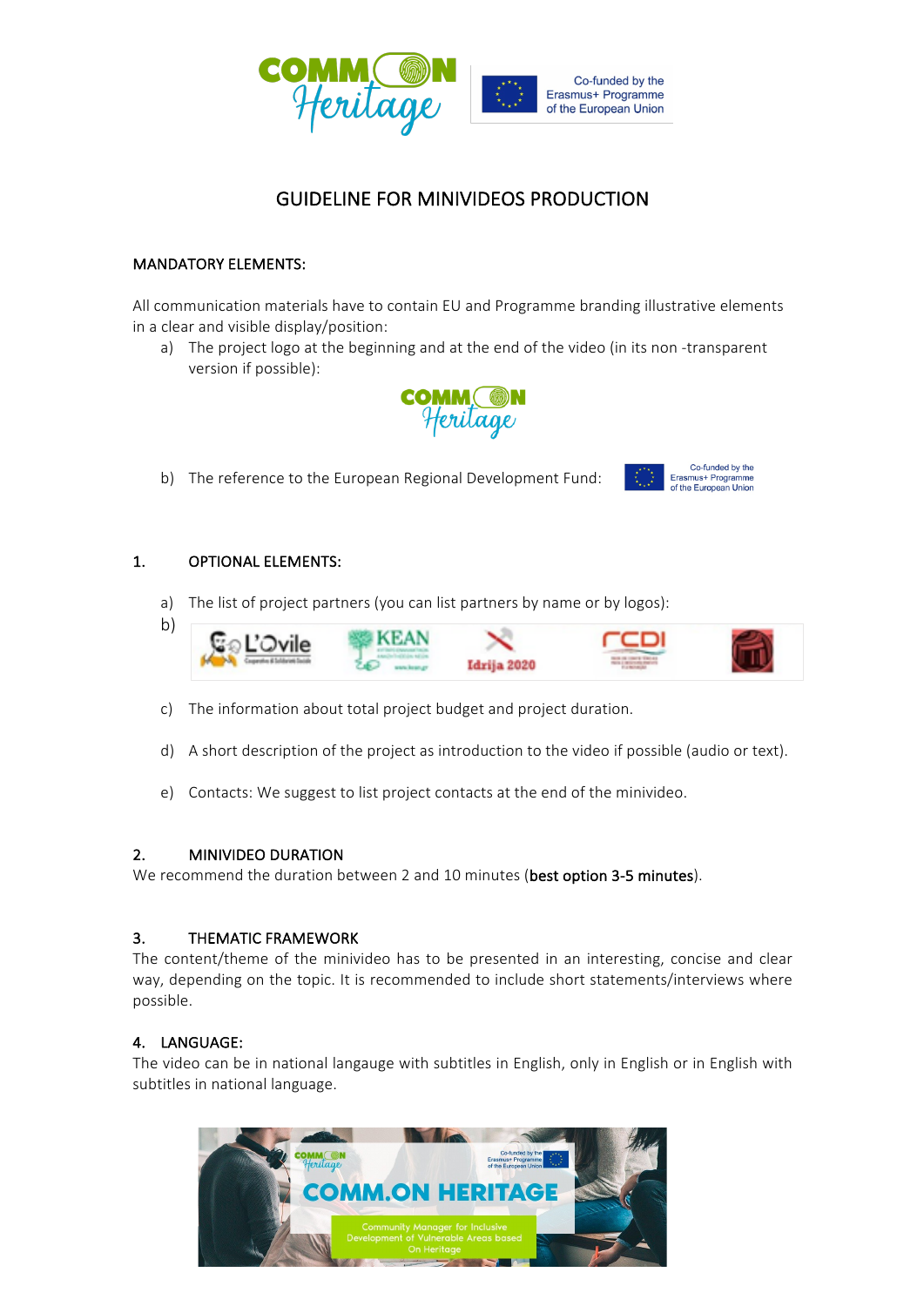# GUIDELINE FOR MINIVIDEOS PRODUCTION

## MANDATORY ELEMENTS:

All communication materials have to contain EU and Programme branding illustrative elements in a clear and visible display/position:

a) The project logo at the beginning and at the end of the video (in its non -transparent version if possible):

b) The reference to the European Regional Development Fund:

## 1. OPTIONAL ELEMENTS:

a) The list of project partners (you can list partners by name or by logos):

b)

c) The information about total project budget and project duration.

d) A short description of the project as introduction to the video if possible (audio or text).

e) Contacts: We suggest to list project contacts at the end of the minivideo.

## 2. MINIVIDEO DURATION

We recommend the duration between 2 and 10 minutes (**best option 3-5 minutes**).

## 3. THEMATIC FRAMEWORK

The content/theme of the minivideo has to be presented in an interesting, concise and clear way, depending on the topic. It is recommended to include short statements/interviews where possible.

## 4. LANGUAGE:

The video can be in national langauge with subtitles in English, only in English or in English with subtitles in national language.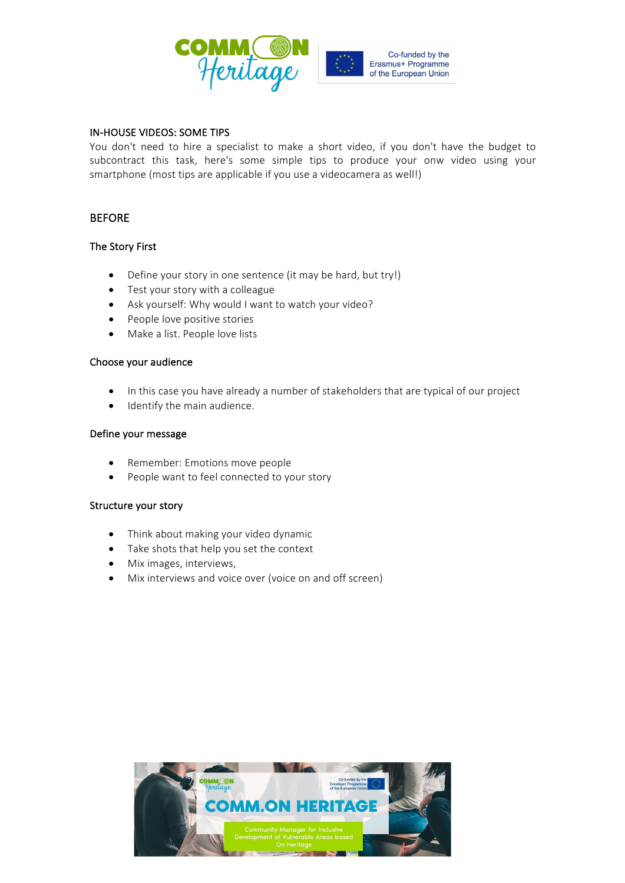## IN-HOUSE VIDEOS: SOME TIPS

You don't need to hire a specialist to make a short video, if you don't have the budget to subcontract this task, here's some simple tips to produce your onw video using your smartphone (most tips are applicable if you use a videocamera as well!)

## BEFORE

### The Story First

- Define your story in one sentence (it may be hard, but try!)
- Test your story with a colleague
- Ask yourself: Why would I want to watch your video?
- People love positive stories
- Make a list. People love lists

### Choose your audience

- In this case you have already a number of stakeholders that are typical of our project
- Identify the main audience.

### Define your message

- Remember: Emotions move people
- People want to feel connected to your story

### Structure your story

- Think about making your video dynamic
- Take shots that help you set the context
- Mix images, interviews,
- Mix interviews and voice over (voice on and off screen)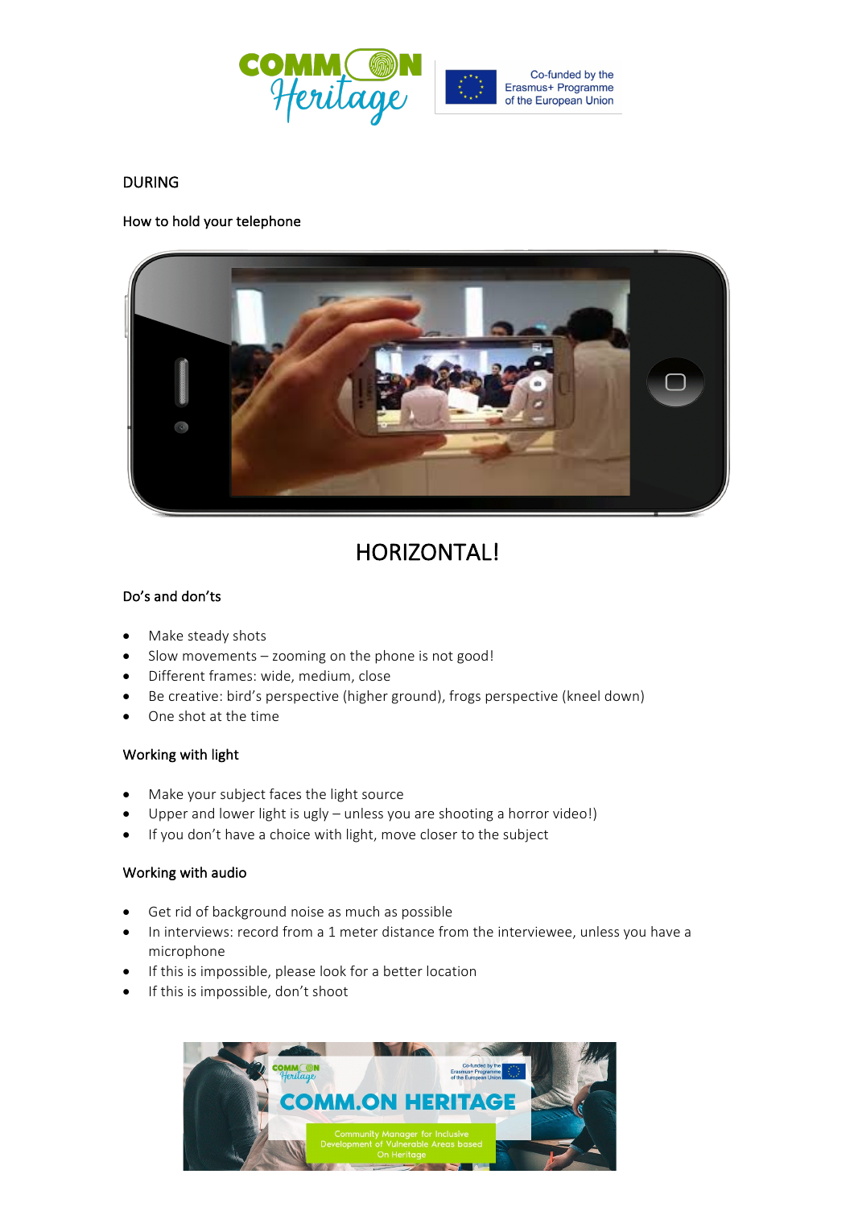DURING

How to hold your telephone

HORIZONTAL!

Do's and don'ts

- Make steady shots
- Slow movements – zooming on the phone is not good!
- Different frames: wide, medium, close
- Be creative: bird's perspective (higher ground), frogs perspective (kneel down)
- One shot at the time

Working with light

- Make your subject faces the light source
- Upper and lower light is ugly – unless you are shooting a horror video!)
- If you don't have a choice with light, move closer to the subject

Working with audio

- Get rid of background noise as much as possible
- In interviews: record from a 1 meter distance from the interviewee, unless you have a microphone
- If this is impossible, please look for a better location
- If this is impossible, don't shoot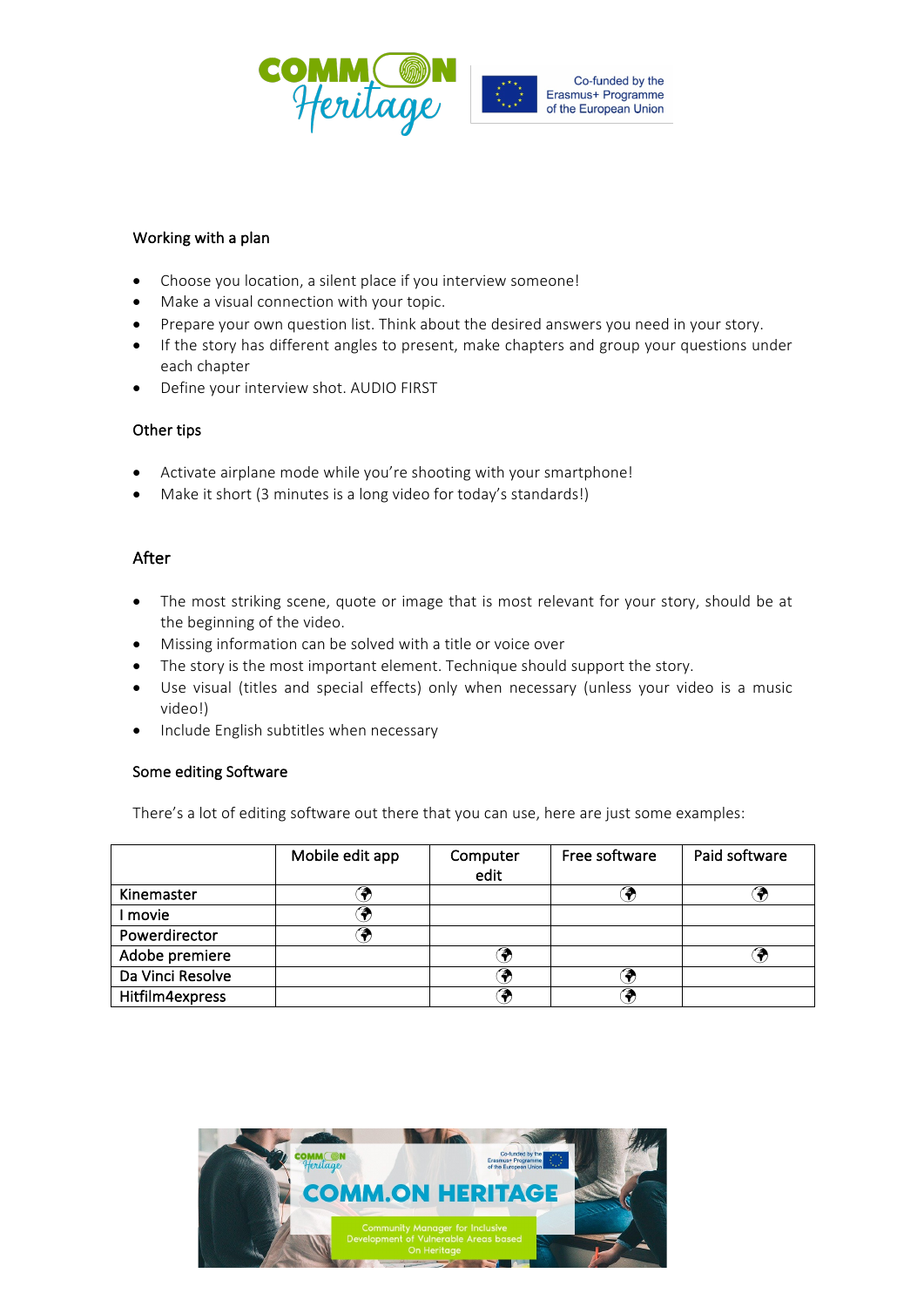#### Working with a plan

- Choose you location, a silent place if you interview someone!
- Make a visual connection with your topic.
- Prepare your own question list. Think about the desired answers you need in your story.
- If the story has different angles to present, make chapters and group your questions under each chapter
- Define your interview shot. AUDIO FIRST

#### Other tips

- Activate airplane mode while you're shooting with your smartphone!
- Make it short (3 minutes is a long video for today's standards!)

### After

- The most striking scene, quote or image that is most relevant for your story, should be at the beginning of the video.
- Missing information can be solved with a title or voice over
- The story is the most important element. Technique should support the story.
- Use visual (titles and special effects) only when necessary (unless your video is a music video!)
- Include English subtitles when necessary

#### Some editing Software

There's a lot of editing software out there that you can use, here are just some examples:

| | Mobile edit app | Computer edit | Free software | Paid software |
|---|---|---|---|---|
| Kinemaster | 🌍 | | 🌍 | 🌍 |
| I movie | 🌍 | | | |
| Powerdirector | 🌍 | | | |
| Adobe premiere | | 🌍 | | 🌍 |
| Da Vinci Resolve | | 🌍 | 🌍 | |
| Hitfilm4express | | 🌍 | 🌍 | |

COMM.ON HERITAGE

Community Manager for Inclusive Development of Vulnerable Areas based On Heritage